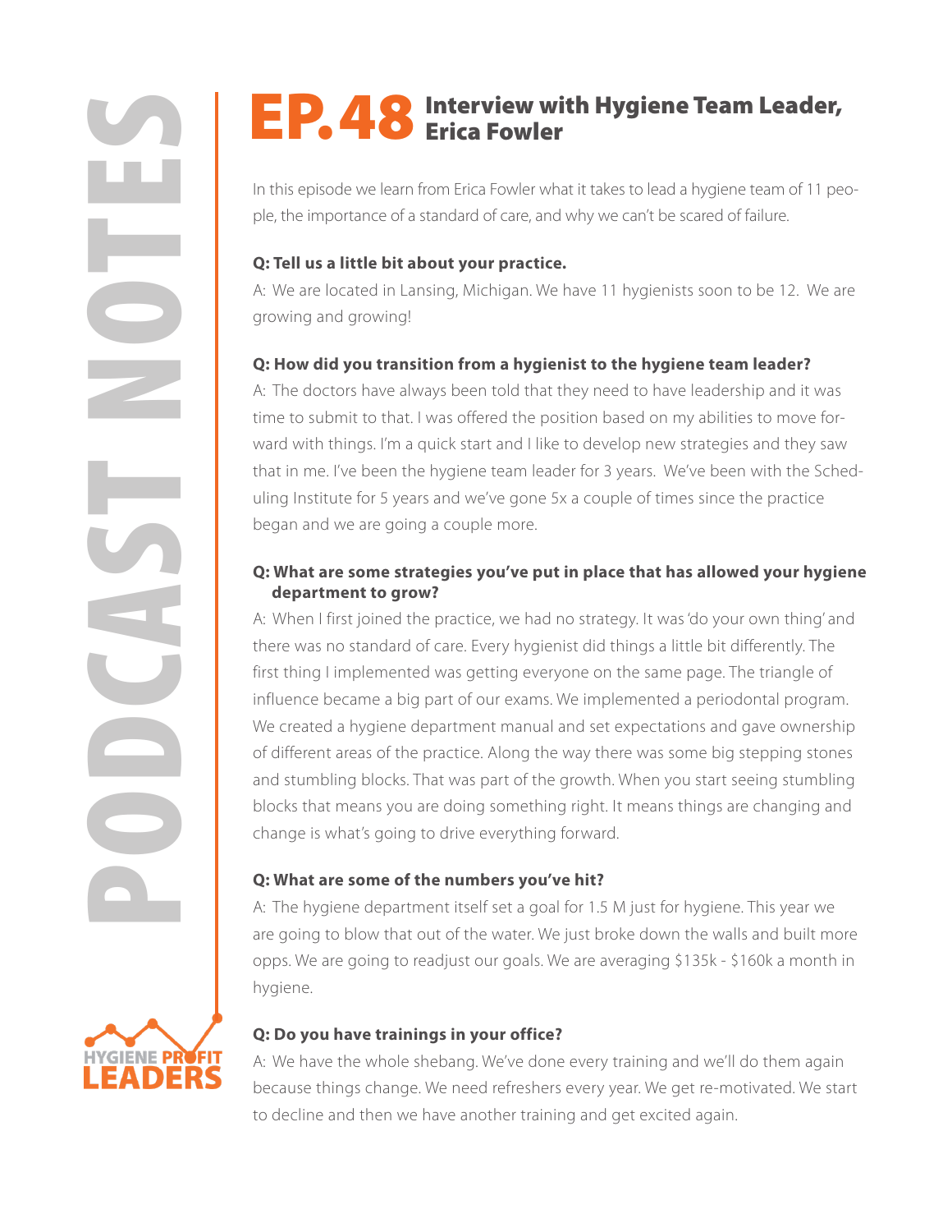# EP.48 Interview with Hygiene Team Leader, Erica Fowler

In this episode we learn from Erica Fowler what it takes to lead a hygiene team of 11 people, the importance of a standard of care, and why we can't be scared of failure.

**Q: Tell us a little bit about your practice.**

A: We are located in Lansing, Michigan. We have 11 hygienists soon to be 12. We are growing and growing!

**Q: How did you transition from a hygienist to the hygiene team leader?**

A: The doctors have always been told that they need to have leadership and it was time to submit to that. I was offered the position based on my abilities to move forward with things. I'm a quick start and I like to develop new strategies and they saw that in me. I've been the hygiene team leader for 3 years. We've been with the Scheduling Institute for 5 years and we've gone 5x a couple of times since the practice began and we are going a couple more.

**Q: What are some strategies you've put in place that has allowed your hygiene department to grow?**

A: When I first joined the practice, we had no strategy. It was 'do your own thing' and there was no standard of care. Every hygienist did things a little bit differently. The first thing I implemented was getting everyone on the same page. The triangle of influence became a big part of our exams. We implemented a periodontal program. We created a hygiene department manual and set expectations and gave ownership of different areas of the practice. Along the way there was some big stepping stones and stumbling blocks. That was part of the growth. When you start seeing stumbling blocks that means you are doing something right. It means things are changing and change is what's going to drive everything forward.

**Q: What are some of the numbers you've hit?**

A: The hygiene department itself set a goal for 1.5 M just for hygiene. This year we are going to blow that out of the water. We just broke down the walls and built more opps. We are going to readjust our goals. We are averaging $135k - $160k a month in hygiene.

**Q: Do you have trainings in your office?**

A: We have the whole shebang. We've done every training and we'll do them again because things change. We need refreshers every year. We get re-motivated. We start to decline and then we have another training and get excited again.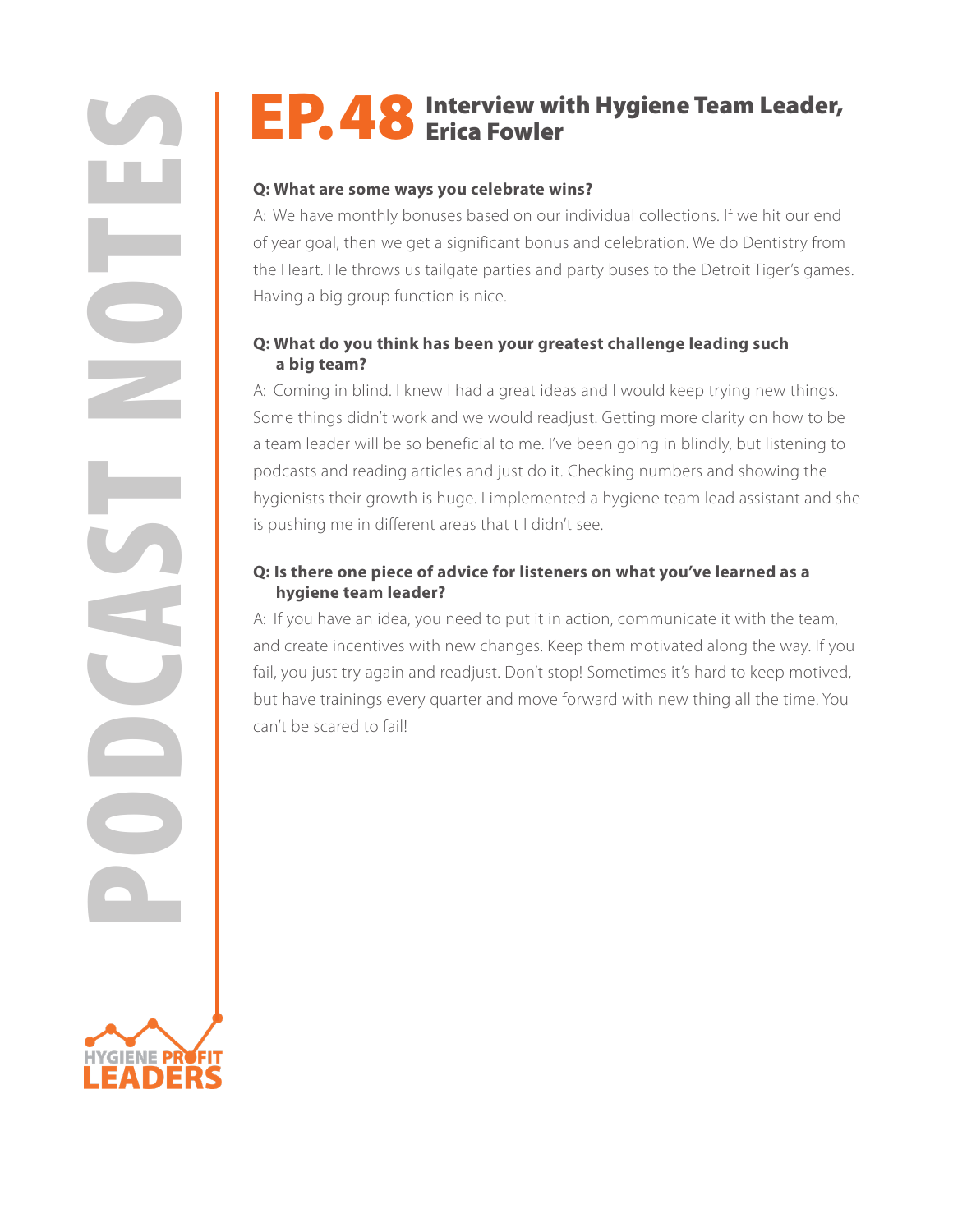# EP.48 Interview with Hygiene Team Leader, Erica Fowler

**Q: What are some ways you celebrate wins?**

A: We have monthly bonuses based on our individual collections. If we hit our end of year goal, then we get a significant bonus and celebration. We do Dentistry from the Heart. He throws us tailgate parties and party buses to the Detroit Tiger's games. Having a big group function is nice.

**Q: What do you think has been your greatest challenge leading such a big team?**

A: Coming in blind. I knew I had a great ideas and I would keep trying new things. Some things didn't work and we would readjust. Getting more clarity on how to be a team leader will be so beneficial to me. I've been going in blindly, but listening to podcasts and reading articles and just do it. Checking numbers and showing the hygienists their growth is huge. I implemented a hygiene team lead assistant and she is pushing me in different areas that t I didn't see.

**Q: Is there one piece of advice for listeners on what you've learned as a hygiene team leader?**

A: If you have an idea, you need to put it in action, communicate it with the team, and create incentives with new changes. Keep them motivated along the way. If you fail, you just try again and readjust. Don't stop! Sometimes it's hard to keep motived, but have trainings every quarter and move forward with new thing all the time. You can't be scared to fail!